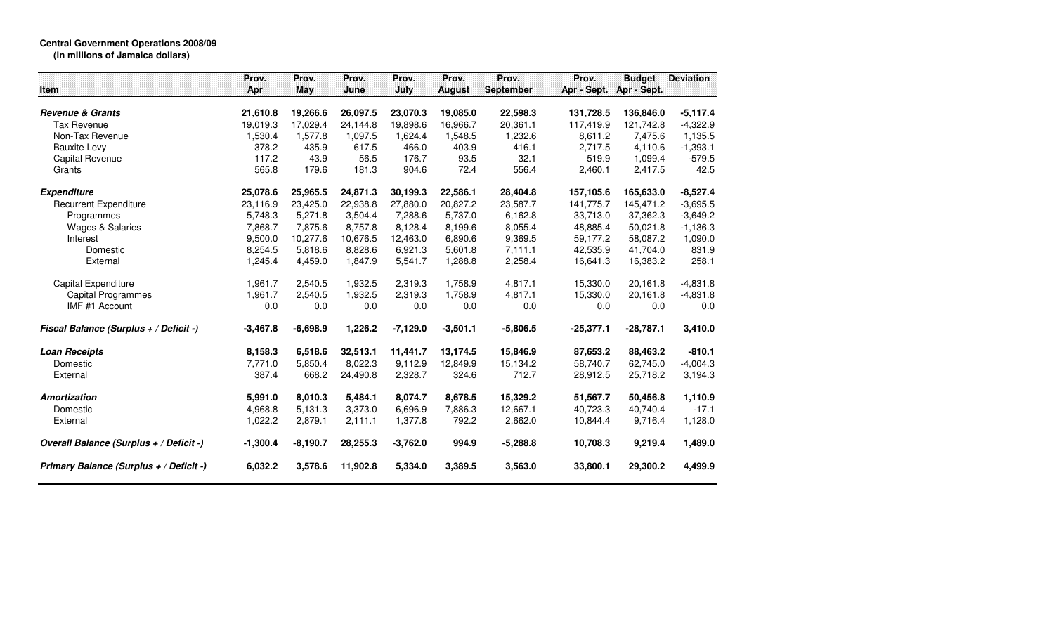**Central Government Operations 2008/09**
**(in millions of Jamaica dollars)**

| Item | Prov. Apr | Prov. May | Prov. June | Prov. July | Prov. August | Prov. September | Prov. Apr - Sept. | Budget Apr - Sept. | Deviation |
|---|---|---|---|---|---|---|---|---|---|
| ***Revenue & Grants*** | **21,610.8** | **19,266.6** | **26,097.5** | **23,070.3** | **19,085.0** | **22,598.3** | **131,728.5** | **136,846.0** | **-5,117.4** |
| Tax Revenue | 19,019.3 | 17,029.4 | 24,144.8 | 19,898.6 | 16,966.7 | 20,361.1 | 117,419.9 | 121,742.8 | -4,322.9 |
| Non-Tax Revenue | 1,530.4 | 1,577.8 | 1,097.5 | 1,624.4 | 1,548.5 | 1,232.6 | 8,611.2 | 7,475.6 | 1,135.5 |
| Bauxite Levy | 378.2 | 435.9 | 617.5 | 466.0 | 403.9 | 416.1 | 2,717.5 | 4,110.6 | -1,393.1 |
| Capital Revenue | 117.2 | 43.9 | 56.5 | 176.7 | 93.5 | 32.1 | 519.9 | 1,099.4 | -579.5 |
| Grants | 565.8 | 179.6 | 181.3 | 904.6 | 72.4 | 556.4 | 2,460.1 | 2,417.5 | 42.5 |
| ***Expenditure*** | **25,078.6** | **25,965.5** | **24,871.3** | **30,199.3** | **22,586.1** | **28,404.8** | **157,105.6** | **165,633.0** | **-8,527.4** |
| Recurrent Expenditure | 23,116.9 | 23,425.0 | 22,938.8 | 27,880.0 | 20,827.2 | 23,587.7 | 141,775.7 | 145,471.2 | -3,695.5 |
| Programmes | 5,748.3 | 5,271.8 | 3,504.4 | 7,288.6 | 5,737.0 | 6,162.8 | 33,713.0 | 37,362.3 | -3,649.2 |
| Wages & Salaries | 7,868.7 | 7,875.6 | 8,757.8 | 8,128.4 | 8,199.6 | 8,055.4 | 48,885.4 | 50,021.8 | -1,136.3 |
| Interest | 9,500.0 | 10,277.6 | 10,676.5 | 12,463.0 | 6,890.6 | 9,369.5 | 59,177.2 | 58,087.2 | 1,090.0 |
| Domestic | 8,254.5 | 5,818.6 | 8,828.6 | 6,921.3 | 5,601.8 | 7,111.1 | 42,535.9 | 41,704.0 | 831.9 |
| External | 1,245.4 | 4,459.0 | 1,847.9 | 5,541.7 | 1,288.8 | 2,258.4 | 16,641.3 | 16,383.2 | 258.1 |
| Capital Expenditure | 1,961.7 | 2,540.5 | 1,932.5 | 2,319.3 | 1,758.9 | 4,817.1 | 15,330.0 | 20,161.8 | -4,831.8 |
| Capital Programmes | 1,961.7 | 2,540.5 | 1,932.5 | 2,319.3 | 1,758.9 | 4,817.1 | 15,330.0 | 20,161.8 | -4,831.8 |
| IMF #1 Account | 0.0 | 0.0 | 0.0 | 0.0 | 0.0 | 0.0 | 0.0 | 0.0 | 0.0 |
| ***Fiscal Balance (Surplus + / Deficit -)*** | **-3,467.8** | **-6,698.9** | **1,226.2** | **-7,129.0** | **-3,501.1** | **-5,806.5** | **-25,377.1** | **-28,787.1** | **3,410.0** |
| ***Loan Receipts*** | **8,158.3** | **6,518.6** | **32,513.1** | **11,441.7** | **13,174.5** | **15,846.9** | **87,653.2** | **88,463.2** | **-810.1** |
| Domestic | 7,771.0 | 5,850.4 | 8,022.3 | 9,112.9 | 12,849.9 | 15,134.2 | 58,740.7 | 62,745.0 | -4,004.3 |
| External | 387.4 | 668.2 | 24,490.8 | 2,328.7 | 324.6 | 712.7 | 28,912.5 | 25,718.2 | 3,194.3 |
| ***Amortization*** | **5,991.0** | **8,010.3** | **5,484.1** | **8,074.7** | **8,678.5** | **15,329.2** | **51,567.7** | **50,456.8** | **1,110.9** |
| Domestic | 4,968.8 | 5,131.3 | 3,373.0 | 6,696.9 | 7,886.3 | 12,667.1 | 40,723.3 | 40,740.4 | -17.1 |
| External | 1,022.2 | 2,879.1 | 2,111.1 | 1,377.8 | 792.2 | 2,662.0 | 10,844.4 | 9,716.4 | 1,128.0 |
| ***Overall Balance (Surplus + / Deficit -)*** | **-1,300.4** | **-8,190.7** | **28,255.3** | **-3,762.0** | **994.9** | **-5,288.8** | **10,708.3** | **9,219.4** | **1,489.0** |
| ***Primary Balance (Surplus + / Deficit -)*** | **6,032.2** | **3,578.6** | **11,902.8** | **5,334.0** | **3,389.5** | **3,563.0** | **33,800.1** | **29,300.2** | **4,499.9** |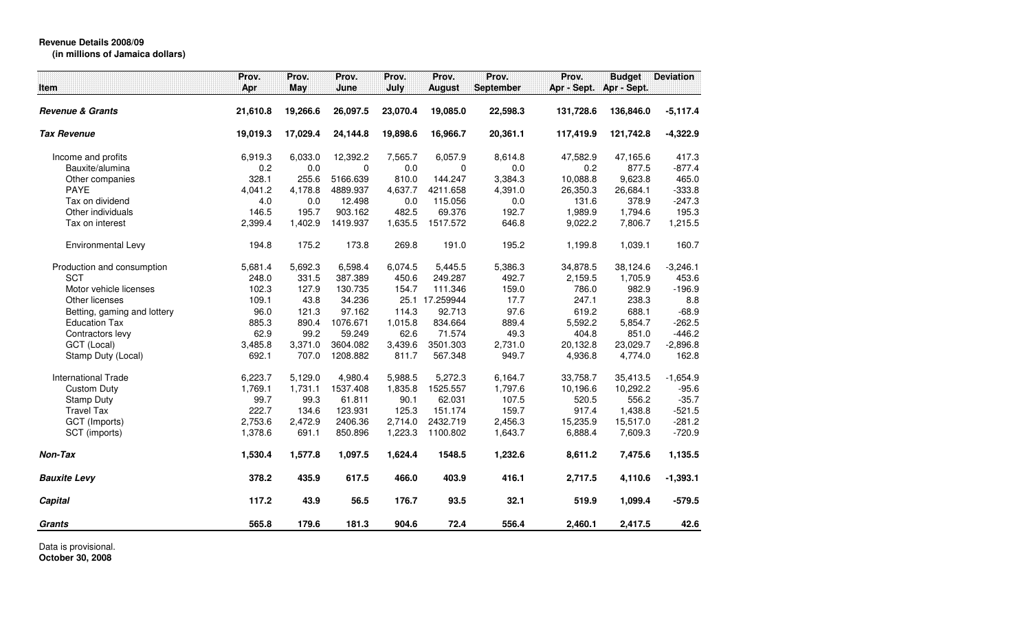**Revenue Details 2008/09**
**(in millions of Jamaica dollars)**

| Item | Prov. Apr | Prov. May | Prov. June | Prov. July | Prov. August | Prov. September | Prov. Apr - Sept. | Budget Apr - Sept. | Deviation |
|---|---|---|---|---|---|---|---|---|---|
| ***Revenue & Grants*** | **21,610.8** | **19,266.6** | **26,097.5** | **23,070.4** | **19,085.0** | **22,598.3** | **131,728.6** | **136,846.0** | **-5,117.4** |
| ***Tax Revenue*** | **19,019.3** | **17,029.4** | **24,144.8** | **19,898.6** | **16,966.7** | **20,361.1** | **117,419.9** | **121,742.8** | **-4,322.9** |
| Income and profits | 6,919.3 | 6,033.0 | 12,392.2 | 7,565.7 | 6,057.9 | 8,614.8 | 47,582.9 | 47,165.6 | 417.3 |
| Bauxite/alumina | 0.2 | 0.0 | 0 | 0.0 | 0 | 0.0 | 0.2 | 877.5 | -877.4 |
| Other companies | 328.1 | 255.6 | 5166.639 | 810.0 | 144.247 | 3,384.3 | 10,088.8 | 9,623.8 | 465.0 |
| PAYE | 4,041.2 | 4,178.8 | 4889.937 | 4,637.7 | 4211.658 | 4,391.0 | 26,350.3 | 26,684.1 | -333.8 |
| Tax on dividend | 4.0 | 0.0 | 12.498 | 0.0 | 115.056 | 0.0 | 131.6 | 378.9 | -247.3 |
| Other individuals | 146.5 | 195.7 | 903.162 | 482.5 | 69.376 | 192.7 | 1,989.9 | 1,794.6 | 195.3 |
| Tax on interest | 2,399.4 | 1,402.9 | 1419.937 | 1,635.5 | 1517.572 | 646.8 | 9,022.2 | 7,806.7 | 1,215.5 |
| Environmental Levy | 194.8 | 175.2 | 173.8 | 269.8 | 191.0 | 195.2 | 1,199.8 | 1,039.1 | 160.7 |
| Production and consumption | 5,681.4 | 5,692.3 | 6,598.4 | 6,074.5 | 5,445.5 | 5,386.3 | 34,878.5 | 38,124.6 | -3,246.1 |
| SCT | 248.0 | 331.5 | 387.389 | 450.6 | 249.287 | 492.7 | 2,159.5 | 1,705.9 | 453.6 |
| Motor vehicle licenses | 102.3 | 127.9 | 130.735 | 154.7 | 111.346 | 159.0 | 786.0 | 982.9 | -196.9 |
| Other licenses | 109.1 | 43.8 | 34.236 | 25.1 | 17.259944 | 17.7 | 247.1 | 238.3 | 8.8 |
| Betting, gaming and lottery | 96.0 | 121.3 | 97.162 | 114.3 | 92.713 | 97.6 | 619.2 | 688.1 | -68.9 |
| Education Tax | 885.3 | 890.4 | 1076.671 | 1,015.8 | 834.664 | 889.4 | 5,592.2 | 5,854.7 | -262.5 |
| Contractors levy | 62.9 | 99.2 | 59.249 | 62.6 | 71.574 | 49.3 | 404.8 | 851.0 | -446.2 |
| GCT (Local) | 3,485.8 | 3,371.0 | 3604.082 | 3,439.6 | 3501.303 | 2,731.0 | 20,132.8 | 23,029.7 | -2,896.8 |
| Stamp Duty (Local) | 692.1 | 707.0 | 1208.882 | 811.7 | 567.348 | 949.7 | 4,936.8 | 4,774.0 | 162.8 |
| International Trade | 6,223.7 | 5,129.0 | 4,980.4 | 5,988.5 | 5,272.3 | 6,164.7 | 33,758.7 | 35,413.5 | -1,654.9 |
| Custom Duty | 1,769.1 | 1,731.1 | 1537.408 | 1,835.8 | 1525.557 | 1,797.6 | 10,196.6 | 10,292.2 | -95.6 |
| Stamp Duty | 99.7 | 99.3 | 61.811 | 90.1 | 62.031 | 107.5 | 520.5 | 556.2 | -35.7 |
| Travel Tax | 222.7 | 134.6 | 123.931 | 125.3 | 151.174 | 159.7 | 917.4 | 1,438.8 | -521.5 |
| GCT (Imports) | 2,753.6 | 2,472.9 | 2406.36 | 2,714.0 | 2432.719 | 2,456.3 | 15,235.9 | 15,517.0 | -281.2 |
| SCT (imports) | 1,378.6 | 691.1 | 850.896 | 1,223.3 | 1100.802 | 1,643.7 | 6,888.4 | 7,609.3 | -720.9 |
| ***Non-Tax*** | **1,530.4** | **1,577.8** | **1,097.5** | **1,624.4** | **1548.5** | **1,232.6** | **8,611.2** | **7,475.6** | **1,135.5** |
| ***Bauxite Levy*** | **378.2** | **435.9** | **617.5** | **466.0** | **403.9** | **416.1** | **2,717.5** | **4,110.6** | **-1,393.1** |
| ***Capital*** | **117.2** | **43.9** | **56.5** | **176.7** | **93.5** | **32.1** | **519.9** | **1,099.4** | **-579.5** |
| ***Grants*** | **565.8** | **179.6** | **181.3** | **904.6** | **72.4** | **556.4** | **2,460.1** | **2,417.5** | **42.6** |

Data is provisional.
**October 30, 2008**